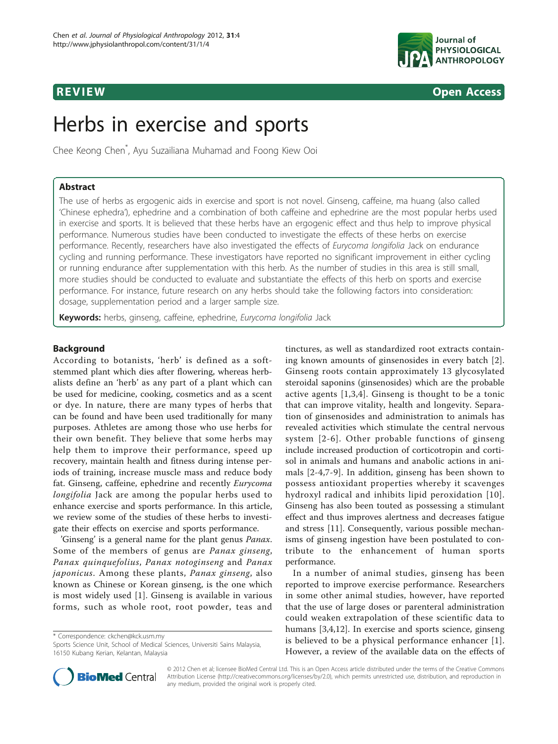REVIEW Open Access

# Herbs in exercise and sports

Chee Keong Chen*, Ayu Suzailiana Muhamad and Foong Kiew Ooi

## Abstract

The use of herbs as ergogenic aids in exercise and sport is not novel. Ginseng, caffeine, ma huang (also called 'Chinese ephedra'), ephedrine and a combination of both caffeine and ephedrine are the most popular herbs used in exercise and sports. It is believed that these herbs have an ergogenic effect and thus help to improve physical performance. Numerous studies have been conducted to investigate the effects of these herbs on exercise performance. Recently, researchers have also investigated the effects of *Eurycoma longifolia* Jack on endurance cycling and running performance. These investigators have reported no significant improvement in either cycling or running endurance after supplementation with this herb. As the number of studies in this area is still small, more studies should be conducted to evaluate and substantiate the effects of this herb on sports and exercise performance. For instance, future research on any herbs should take the following factors into consideration: dosage, supplementation period and a larger sample size.

**Keywords:** herbs, ginseng, caffeine, ephedrine, *Eurycoma longifolia* Jack

## Background

According to botanists, 'herb' is defined as a soft-stemmed plant which dies after flowering, whereas herbalists define an 'herb' as any part of a plant which can be used for medicine, cooking, cosmetics and as a scent or dye. In nature, there are many types of herbs that can be found and have been used traditionally for many purposes. Athletes are among those who use herbs for their own benefit. They believe that some herbs may help them to improve their performance, speed up recovery, maintain health and fitness during intense periods of training, increase muscle mass and reduce body fat. Ginseng, caffeine, ephedrine and recently *Eurycoma longifolia* Jack are among the popular herbs used to enhance exercise and sports performance. In this article, we review some of the studies of these herbs to investigate their effects on exercise and sports performance.

'Ginseng' is a general name for the plant genus *Panax*. Some of the members of genus are *Panax ginseng*, *Panax quinquefolius*, *Panax notoginseng* and *Panax japonicus*. Among these plants, *Panax ginseng*, also known as Chinese or Korean ginseng, is the one which is most widely used [1]. Ginseng is available in various forms, such as whole root, root powder, teas and tinctures, as well as standardized root extracts containing known amounts of ginsenosides in every batch [2]. Ginseng roots contain approximately 13 glycosylated steroidal saponins (ginsenosides) which are the probable active agents [1,3,4]. Ginseng is thought to be a tonic that can improve vitality, health and longevity. Separation of ginsenosides and administration to animals has revealed activities which stimulate the central nervous system [2-6]. Other probable functions of ginseng include increased production of corticotropin and cortisol in animals and humans and anabolic actions in animals [2-4,7-9]. In addition, ginseng has been shown to possess antioxidant properties whereby it scavenges hydroxyl radical and inhibits lipid peroxidation [10]. Ginseng has also been touted as possessing a stimulant effect and thus improves alertness and decreases fatigue and stress [11]. Consequently, various possible mechanisms of ginseng ingestion have been postulated to contribute to the enhancement of human sports performance.

In a number of animal studies, ginseng has been reported to improve exercise performance. Researchers in some other animal studies, however, have reported that the use of large doses or parenteral administration could weaken extrapolation of these scientific data to humans [3,4,12]. In exercise and sports science, ginseng is believed to be a physical performance enhancer [1]. However, a review of the available data on the effects of

\* Correspondence: ckchen@kck.usm.my
Sports Science Unit, School of Medical Sciences, Universiti Sains Malaysia, 16150 Kubang Kerian, Kelantan, Malaysia

© 2012 Chen et al; licensee BioMed Central Ltd. This is an Open Access article distributed under the terms of the Creative Commons Attribution License (http://creativecommons.org/licenses/by/2.0), which permits unrestricted use, distribution, and reproduction in any medium, provided the original work is properly cited.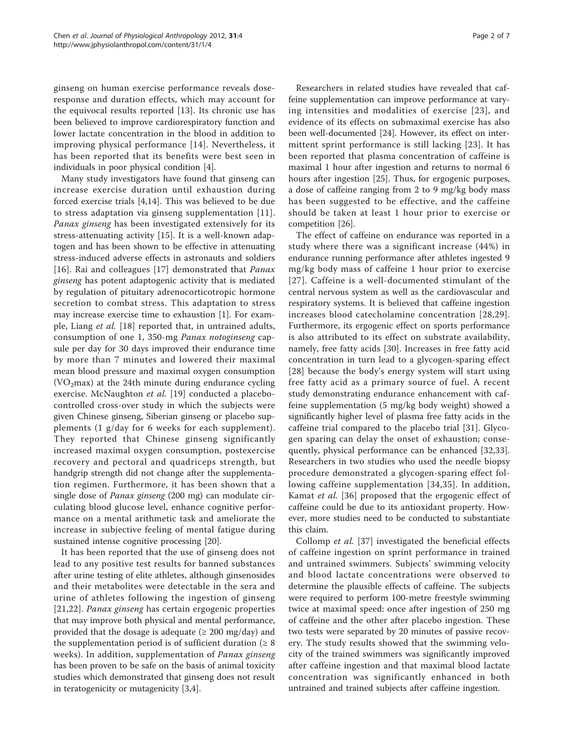ginseng on human exercise performance reveals dose-response and duration effects, which may account for the equivocal results reported [13]. Its chronic use has been believed to improve cardiorespiratory function and lower lactate concentration in the blood in addition to improving physical performance [14]. Nevertheless, it has been reported that its benefits were best seen in individuals in poor physical condition [4].

Many study investigators have found that ginseng can increase exercise duration until exhaustion during forced exercise trials [4,14]. This was believed to be due to stress adaptation via ginseng supplementation [11]. *Panax ginseng* has been investigated extensively for its stress-attenuating activity [15]. It is a well-known adaptogen and has been shown to be effective in attenuating stress-induced adverse effects in astronauts and soldiers [16]. Rai and colleagues [17] demonstrated that *Panax ginseng* has potent adaptogenic activity that is mediated by regulation of pituitary adrenocorticotropic hormone secretion to combat stress. This adaptation to stress may increase exercise time to exhaustion [1]. For example, Liang *et al.* [18] reported that, in untrained adults, consumption of one 1, 350-mg *Panax notoginseng* capsule per day for 30 days improved their endurance time by more than 7 minutes and lowered their maximal mean blood pressure and maximal oxygen consumption ($VO_2$max) at the 24th minute during endurance cycling exercise. McNaughton *et al.* [19] conducted a placebo-controlled cross-over study in which the subjects were given Chinese ginseng, Siberian ginseng or placebo supplements (1 g/day for 6 weeks for each supplement). They reported that Chinese ginseng significantly increased maximal oxygen consumption, postexercise recovery and pectoral and quadriceps strength, but handgrip strength did not change after the supplementation regimen. Furthermore, it has been shown that a single dose of *Panax ginseng* (200 mg) can modulate circulating blood glucose level, enhance cognitive performance on a mental arithmetic task and ameliorate the increase in subjective feeling of mental fatigue during sustained intense cognitive processing [20].

It has been reported that the use of ginseng does not lead to any positive test results for banned substances after urine testing of elite athletes, although ginsenosides and their metabolites were detectable in the sera and urine of athletes following the ingestion of ginseng [21,22]. *Panax ginseng* has certain ergogenic properties that may improve both physical and mental performance, provided that the dosage is adequate (≥ 200 mg/day) and the supplementation period is of sufficient duration (≥ 8 weeks). In addition, supplementation of *Panax ginseng* has been proven to be safe on the basis of animal toxicity studies which demonstrated that ginseng does not result in teratogenicity or mutagenicity [3,4].

Researchers in related studies have revealed that caffeine supplementation can improve performance at varying intensities and modalities of exercise [23], and evidence of its effects on submaximal exercise has also been well-documented [24]. However, its effect on intermittent sprint performance is still lacking [23]. It has been reported that plasma concentration of caffeine is maximal 1 hour after ingestion and returns to normal 6 hours after ingestion [25]. Thus, for ergogenic purposes, a dose of caffeine ranging from 2 to 9 mg/kg body mass has been suggested to be effective, and the caffeine should be taken at least 1 hour prior to exercise or competition [26].

The effect of caffeine on endurance was reported in a study where there was a significant increase (44%) in endurance running performance after athletes ingested 9 mg/kg body mass of caffeine 1 hour prior to exercise [27]. Caffeine is a well-documented stimulant of the central nervous system as well as the cardiovascular and respiratory systems. It is believed that caffeine ingestion increases blood catecholamine concentration [28,29]. Furthermore, its ergogenic effect on sports performance is also attributed to its effect on substrate availability, namely, free fatty acids [30]. Increases in free fatty acid concentration in turn lead to a glycogen-sparing effect [28] because the body's energy system will start using free fatty acid as a primary source of fuel. A recent study demonstrating endurance enhancement with caffeine supplementation (5 mg/kg body weight) showed a significantly higher level of plasma free fatty acids in the caffeine trial compared to the placebo trial [31]. Glycogen sparing can delay the onset of exhaustion; consequently, physical performance can be enhanced [32,33]. Researchers in two studies who used the needle biopsy procedure demonstrated a glycogen-sparing effect following caffeine supplementation [34,35]. In addition, Kamat *et al.* [36] proposed that the ergogenic effect of caffeine could be due to its antioxidant property. However, more studies need to be conducted to substantiate this claim.

Collomp *et al.* [37] investigated the beneficial effects of caffeine ingestion on sprint performance in trained and untrained swimmers. Subjects' swimming velocity and blood lactate concentrations were observed to determine the plausible effects of caffeine. The subjects were required to perform 100-metre freestyle swimming twice at maximal speed: once after ingestion of 250 mg of caffeine and the other after placebo ingestion. These two tests were separated by 20 minutes of passive recovery. The study results showed that the swimming velocity of the trained swimmers was significantly improved after caffeine ingestion and that maximal blood lactate concentration was significantly enhanced in both untrained and trained subjects after caffeine ingestion.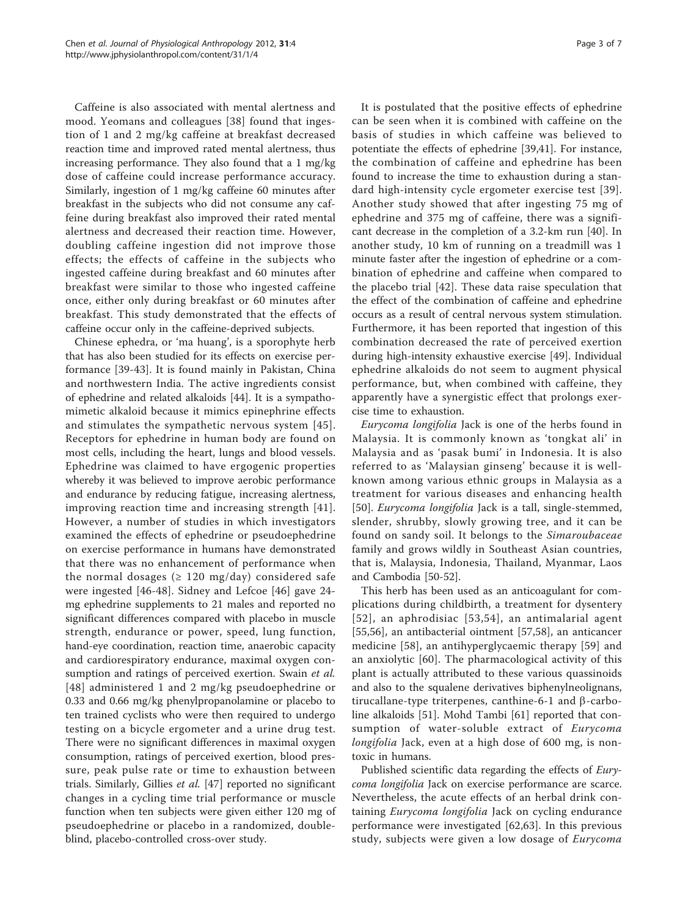Caffeine is also associated with mental alertness and mood. Yeomans and colleagues [38] found that ingestion of 1 and 2 mg/kg caffeine at breakfast decreased reaction time and improved rated mental alertness, thus increasing performance. They also found that a 1 mg/kg dose of caffeine could increase performance accuracy. Similarly, ingestion of 1 mg/kg caffeine 60 minutes after breakfast in the subjects who did not consume any caffeine during breakfast also improved their rated mental alertness and decreased their reaction time. However, doubling caffeine ingestion did not improve those effects; the effects of caffeine in the subjects who ingested caffeine during breakfast and 60 minutes after breakfast were similar to those who ingested caffeine once, either only during breakfast or 60 minutes after breakfast. This study demonstrated that the effects of caffeine occur only in the caffeine-deprived subjects.

Chinese ephedra, or 'ma huang', is a sporophyte herb that has also been studied for its effects on exercise performance [39-43]. It is found mainly in Pakistan, China and northwestern India. The active ingredients consist of ephedrine and related alkaloids [44]. It is a sympathomimetic alkaloid because it mimics epinephrine effects and stimulates the sympathetic nervous system [45]. Receptors for ephedrine in human body are found on most cells, including the heart, lungs and blood vessels. Ephedrine was claimed to have ergogenic properties whereby it was believed to improve aerobic performance and endurance by reducing fatigue, increasing alertness, improving reaction time and increasing strength [41]. However, a number of studies in which investigators examined the effects of ephedrine or pseudoephedrine on exercise performance in humans have demonstrated that there was no enhancement of performance when the normal dosages (≥ 120 mg/day) considered safe were ingested [46-48]. Sidney and Lefcoe [46] gave 24-mg ephedrine supplements to 21 males and reported no significant differences compared with placebo in muscle strength, endurance or power, speed, lung function, hand-eye coordination, reaction time, anaerobic capacity and cardiorespiratory endurance, maximal oxygen consumption and ratings of perceived exertion. Swain *et al.* [48] administered 1 and 2 mg/kg pseudoephedrine or 0.33 and 0.66 mg/kg phenylpropanolamine or placebo to ten trained cyclists who were then required to undergo testing on a bicycle ergometer and a urine drug test. There were no significant differences in maximal oxygen consumption, ratings of perceived exertion, blood pressure, peak pulse rate or time to exhaustion between trials. Similarly, Gillies *et al.* [47] reported no significant changes in a cycling time trial performance or muscle function when ten subjects were given either 120 mg of pseudoephedrine or placebo in a randomized, double-blind, placebo-controlled cross-over study.

It is postulated that the positive effects of ephedrine can be seen when it is combined with caffeine on the basis of studies in which caffeine was believed to potentiate the effects of ephedrine [39,41]. For instance, the combination of caffeine and ephedrine has been found to increase the time to exhaustion during a standard high-intensity cycle ergometer exercise test [39]. Another study showed that after ingesting 75 mg of ephedrine and 375 mg of caffeine, there was a significant decrease in the completion of a 3.2-km run [40]. In another study, 10 km of running on a treadmill was 1 minute faster after the ingestion of ephedrine or a combination of ephedrine and caffeine when compared to the placebo trial [42]. These data raise speculation that the effect of the combination of caffeine and ephedrine occurs as a result of central nervous system stimulation. Furthermore, it has been reported that ingestion of this combination decreased the rate of perceived exertion during high-intensity exhaustive exercise [49]. Individual ephedrine alkaloids do not seem to augment physical performance, but, when combined with caffeine, they apparently have a synergistic effect that prolongs exercise time to exhaustion.

*Eurycoma longifolia* Jack is one of the herbs found in Malaysia. It is commonly known as 'tongkat ali' in Malaysia and as 'pasak bumi' in Indonesia. It is also referred to as 'Malaysian ginseng' because it is well-known among various ethnic groups in Malaysia as a treatment for various diseases and enhancing health [50]. *Eurycoma longifolia* Jack is a tall, single-stemmed, slender, shrubby, slowly growing tree, and it can be found on sandy soil. It belongs to the *Simaroubaceae* family and grows wildly in Southeast Asian countries, that is, Malaysia, Indonesia, Thailand, Myanmar, Laos and Cambodia [50-52].

This herb has been used as an anticoagulant for complications during childbirth, a treatment for dysentery [52], an aphrodisiac [53,54], an antimalarial agent [55,56], an antibacterial ointment [57,58], an anticancer medicine [58], an antihyperglycaemic therapy [59] and an anxiolytic [60]. The pharmacological activity of this plant is actually attributed to these various quassinoids and also to the squalene derivatives biphenylneolignans, tirucallane-type triterpenes, canthine-6-1 and β-carboline alkaloids [51]. Mohd Tambi [61] reported that consumption of water-soluble extract of *Eurycoma longifolia* Jack, even at a high dose of 600 mg, is non-toxic in humans.

Published scientific data regarding the effects of *Eurycoma longifolia* Jack on exercise performance are scarce. Nevertheless, the acute effects of an herbal drink containing *Eurycoma longifolia* Jack on cycling endurance performance were investigated [62,63]. In this previous study, subjects were given a low dosage of *Eurycoma*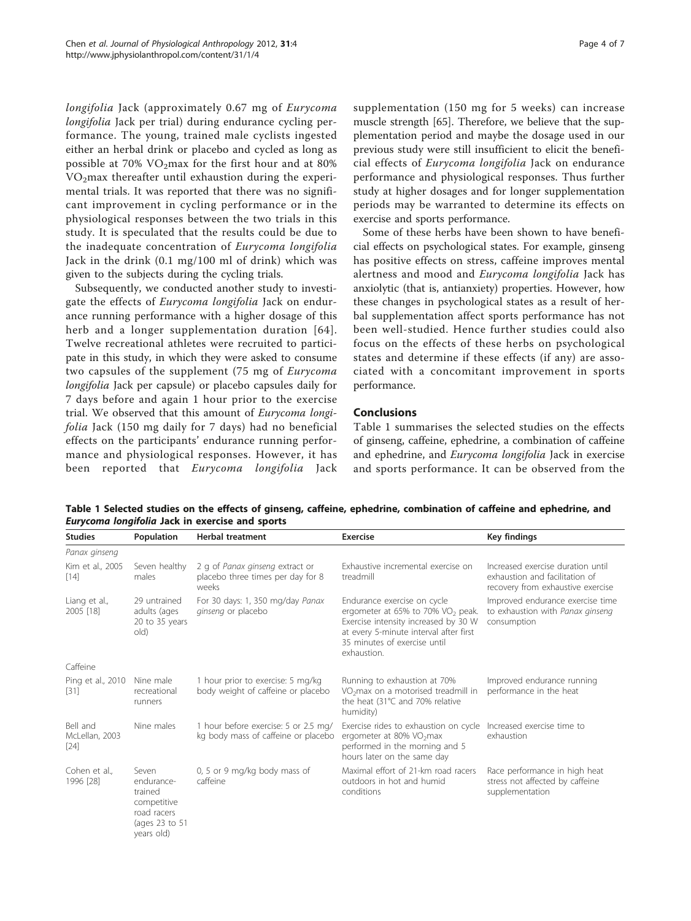*longifolia* Jack (approximately 0.67 mg of *Eurycoma longifolia* Jack per trial) during endurance cycling performance. The young, trained male cyclists ingested either an herbal drink or placebo and cycled as long as possible at 70% $VO_2$max for the first hour and at 80% $VO_2$max thereafter until exhaustion during the experimental trials. It was reported that there was no significant improvement in cycling performance or in the physiological responses between the two trials in this study. It is speculated that the results could be due to the inadequate concentration of *Eurycoma longifolia* Jack in the drink (0.1 mg/100 ml of drink) which was given to the subjects during the cycling trials.

Subsequently, we conducted another study to investigate the effects of *Eurycoma longifolia* Jack on endurance running performance with a higher dosage of this herb and a longer supplementation duration [64]. Twelve recreational athletes were recruited to participate in this study, in which they were asked to consume two capsules of the supplement (75 mg of *Eurycoma longifolia* Jack per capsule) or placebo capsules daily for 7 days before and again 1 hour prior to the exercise trial. We observed that this amount of *Eurycoma longifolia* Jack (150 mg daily for 7 days) had no beneficial effects on the participants' endurance running performance and physiological responses. However, it has been reported that *Eurycoma longifolia* Jack supplementation (150 mg for 5 weeks) can increase muscle strength [65]. Therefore, we believe that the supplementation period and maybe the dosage used in our previous study were still insufficient to elicit the beneficial effects of *Eurycoma longifolia* Jack on endurance performance and physiological responses. Thus further study at higher dosages and for longer supplementation periods may be warranted to determine its effects on exercise and sports performance.

Some of these herbs have been shown to have beneficial effects on psychological states. For example, ginseng has positive effects on stress, caffeine improves mental alertness and mood and *Eurycoma longifolia* Jack has anxiolytic (that is, antianxiety) properties. However, how these changes in psychological states as a result of herbal supplementation affect sports performance has not been well-studied. Hence further studies could also focus on the effects of these herbs on psychological states and determine if these effects (if any) are associated with a concomitant improvement in sports performance.

## Conclusions

Table 1 summarises the selected studies on the effects of ginseng, caffeine, ephedrine, a combination of caffeine and ephedrine, and *Eurycoma longifolia* Jack in exercise and sports performance. It can be observed from the

**Table 1 Selected studies on the effects of ginseng, caffeine, ephedrine, combination of caffeine and ephedrine, and *Eurycoma longifolia* Jack in exercise and sports**

| Studies | Population | Herbal treatment | Exercise | Key findings |
|---|---|---|---|---|
| *Panax ginseng* | | | | |
| Kim et al., 2005 [14] | Seven healthy males | 2 g of *Panax ginseng* extract or placebo three times per day for 8 weeks | Exhaustive incremental exercise on treadmill | Increased exercise duration until exhaustion and facilitation of recovery from exhaustive exercise |
| Liang et al., 2005 [18] | 29 untrained adults (ages 20 to 35 years old) | For 30 days: 1, 350 mg/day *Panax ginseng* or placebo | Endurance exercise on cycle ergometer at 65% to 70% $VO_2$ peak. Exercise intensity increased by 30 W at every 5-minute interval after first 35 minutes of exercise until exhaustion. | Improved endurance exercise time to exhaustion with *Panax ginseng* consumption |
| Caffeine | | | | |
| Ping et al., 2010 [31] | Nine male recreational runners | 1 hour prior to exercise: 5 mg/kg body weight of caffeine or placebo | Running to exhaustion at 70% $VO_2$max on a motorised treadmill in the heat (31°C and 70% relative humidity) | Improved endurance running performance in the heat |
| Bell and McLellan, 2003 [24] | Nine males | 1 hour before exercise: 5 or 2.5 mg/kg body mass of caffeine or placebo | Exercise rides to exhaustion on cycle ergometer at 80% $VO_2$max performed in the morning and 5 hours later on the same day | Increased exercise time to exhaustion |
| Cohen et al., 1996 [28] | Seven endurance-trained competitive road racers (ages 23 to 51 years old) | 0, 5 or 9 mg/kg body mass of caffeine | Maximal effort of 21-km road racers outdoors in hot and humid conditions | Race performance in high heat stress not affected by caffeine supplementation |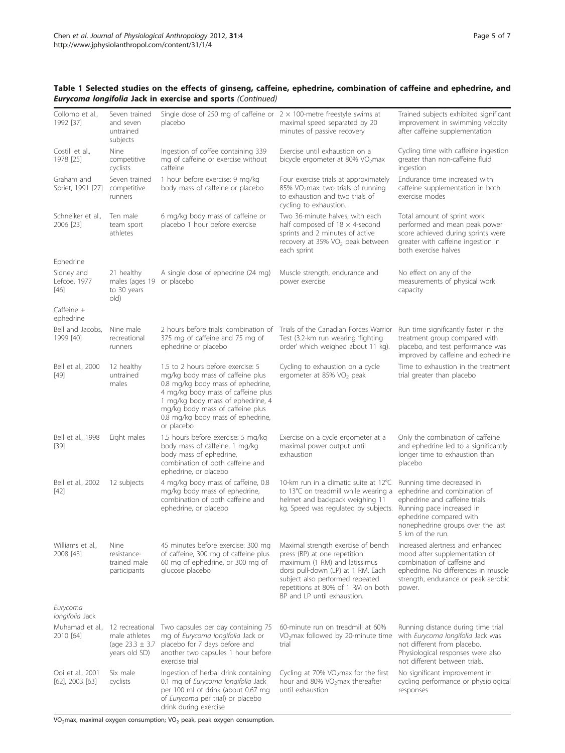**Table 1 Selected studies on the effects of ginseng, caffeine, ephedrine, combination of caffeine and ephedrine, and *Eurycoma longifolia* Jack in exercise and sports** *(Continued)*

| | | | | |
|---|---|---|---|---|
| Collomp et al., 1992 [37] | Seven trained and seven untrained subjects | Single dose of 250 mg of caffeine or placebo | 2 × 100-metre freestyle swims at maximal speed separated by 20 minutes of passive recovery | Trained subjects exhibited significant improvement in swimming velocity after caffeine supplementation |
| Costill et al., 1978 [25] | Nine competitive cyclists | Ingestion of coffee containing 339 mg of caffeine or exercise without caffeine | Exercise until exhaustion on a bicycle ergometer at 80% $VO_2$max | Cycling time with caffeine ingestion greater than non-caffeine fluid ingestion |
| Graham and Spriet, 1991 [27] | Seven trained competitive runners | 1 hour before exercise: 9 mg/kg body mass of caffeine or placebo | Four exercise trials at approximately 85% $VO_2$max: two trials of running to exhaustion and two trials of cycling to exhaustion. | Endurance time increased with caffeine supplementation in both exercise modes |
| Schneiker et al., 2006 [23] | Ten male team sport athletes | 6 mg/kg body mass of caffeine or placebo 1 hour before exercise | Two 36-minute halves, with each half composed of 18 × 4-second sprints and 2 minutes of active recovery at 35% $VO_2$ peak between each sprint | Total amount of sprint work performed and mean peak power score achieved during sprints were greater with caffeine ingestion in both exercise halves |
| Ephedrine | | | | |
| Sidney and Lefcoe, 1977 [46] | 21 healthy males (ages 19 to 30 years old) | A single dose of ephedrine (24 mg) or placebo | Muscle strength, endurance and power exercise | No effect on any of the measurements of physical work capacity |
| Caffeine + ephedrine | | | | |
| Bell and Jacobs, 1999 [40] | Nine male recreational runners | 2 hours before trials: combination of 375 mg of caffeine and 75 mg of ephedrine or placebo | Trials of the Canadian Forces Warrior Test (3.2-km run wearing 'fighting order' which weighed about 11 kg). | Run time significantly faster in the treatment group compared with placebo, and test performance was improved by caffeine and ephedrine |
| Bell et al., 2000 [49] | 12 healthy untrained males | 1.5 to 2 hours before exercise: 5 mg/kg body mass of caffeine plus 0.8 mg/kg body mass of ephedrine, 4 mg/kg body mass of caffeine plus 1 mg/kg body mass of ephedrine, 4 mg/kg body mass of caffeine plus 0.8 mg/kg body mass of ephedrine, or placebo | Cycling to exhaustion on a cycle ergometer at 85% $VO_2$ peak | Time to exhaustion in the treatment trial greater than placebo |
| Bell et al., 1998 [39] | Eight males | 1.5 hours before exercise: 5 mg/kg body mass of caffeine, 1 mg/kg body mass of ephedrine, combination of both caffeine and ephedrine, or placebo | Exercise on a cycle ergometer at a maximal power output until exhaustion | Only the combination of caffeine and ephedrine led to a significantly longer time to exhaustion than placebo |
| Bell et al., 2002 [42] | 12 subjects | 4 mg/kg body mass of caffeine, 0.8 mg/kg body mass of ephedrine, combination of both caffeine and ephedrine, or placebo | 10-km run in a climatic suite at 12°C to 13°C on treadmill while wearing a helmet and backpack weighing 11 kg. Speed was regulated by subjects. | Running time decreased in ephedrine and combination of ephedrine and caffeine trials. Running pace increased in ephedrine compared with nonephedrine groups over the last 5 km of the run. |
| Williams et al., 2008 [43] | Nine resistance-trained male participants | 45 minutes before exercise: 300 mg of caffeine, 300 mg of caffeine plus 60 mg of ephedrine, or 300 mg of glucose placebo | Maximal strength exercise of bench press (BP) at one repetition maximum (1 RM) and latissimus dorsi pull-down (LP) at 1 RM. Each subject also performed repeated repetitions at 80% of 1 RM on both BP and LP until exhaustion. | Increased alertness and enhanced mood after supplementation of combination of caffeine and ephedrine. No differences in muscle strength, endurance or peak aerobic power. |
| *Eurycoma longifolia* Jack | | | | |
| Muhamad et al., 2010 [64] | 12 recreational male athletes (age 23.3 ± 3.7 years old SD) | Two capsules per day containing 75 mg of *Eurycoma longifolia* Jack or placebo for 7 days before and another two capsules 1 hour before exercise trial | 60-minute run on treadmill at 60% $VO_2$max followed by 20-minute time trial | Running distance during time trial with *Eurycoma longifolia* Jack was not different from placebo. Physiological responses were also not different between trials. |
| Ooi et al., 2001 [62], 2003 [63] | Six male cyclists | Ingestion of herbal drink containing 0.1 mg of *Eurycoma longifolia* Jack per 100 ml of drink (about 0.67 mg of *Eurycoma* per trial) or placebo drink during exercise | Cycling at 70% $VO_2$max for the first hour and 80% $VO_2$max thereafter until exhaustion | No significant improvement in cycling performance or physiological responses |

$VO_2$max, maximal oxygen consumption; $VO_2$ peak, peak oxygen consumption.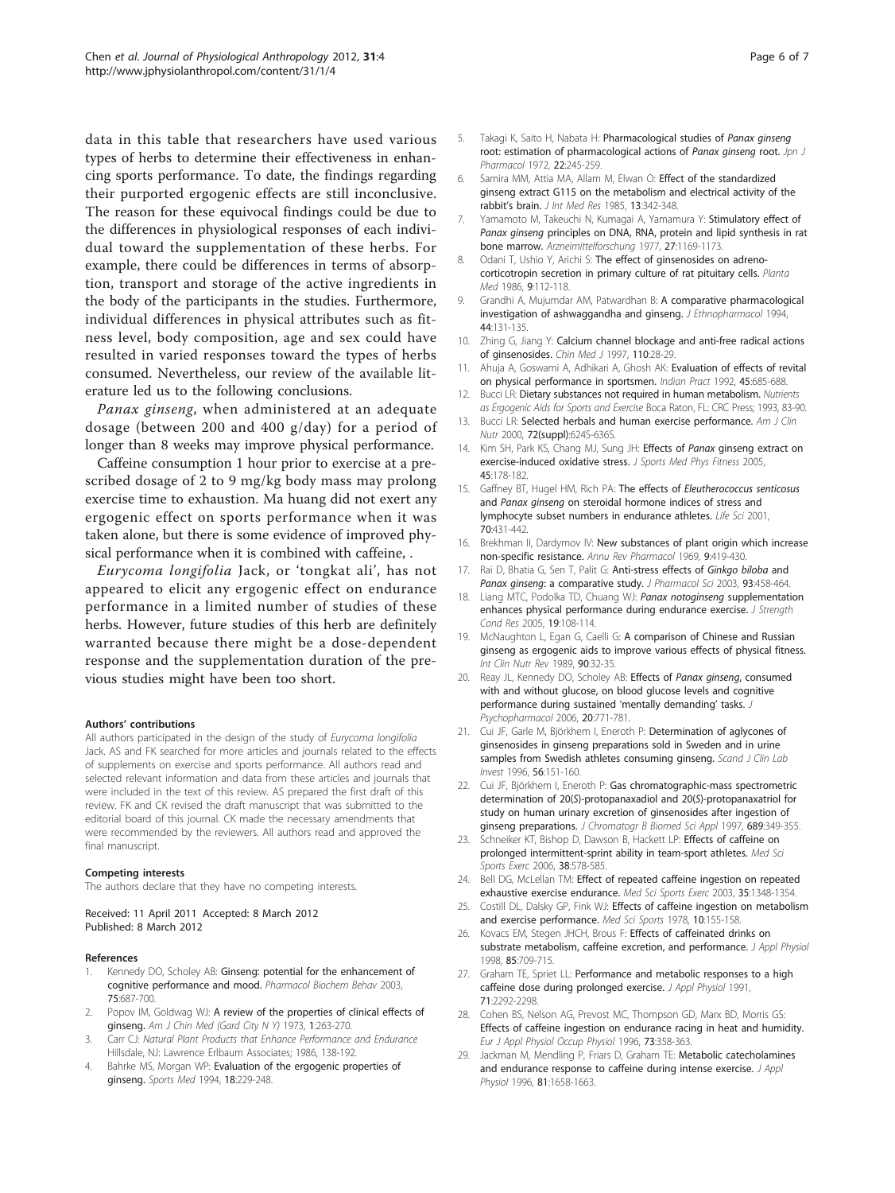data in this table that researchers have used various types of herbs to determine their effectiveness in enhancing sports performance. To date, the findings regarding their purported ergogenic effects are still inconclusive. The reason for these equivocal findings could be due to the differences in physiological responses of each individual toward the supplementation of these herbs. For example, there could be differences in terms of absorption, transport and storage of the active ingredients in the body of the participants in the studies. Furthermore, individual differences in physical attributes such as fitness level, body composition, age and sex could have resulted in varied responses toward the types of herbs consumed. Nevertheless, our review of the available literature led us to the following conclusions.

*Panax ginseng*, when administered at an adequate dosage (between 200 and 400 g/day) for a period of longer than 8 weeks may improve physical performance.

Caffeine consumption 1 hour prior to exercise at a prescribed dosage of 2 to 9 mg/kg body mass may prolong exercise time to exhaustion. Ma huang did not exert any ergogenic effect on sports performance when it was taken alone, but there is some evidence of improved physical performance when it is combined with caffeine, .

*Eurycoma longifolia* Jack, or 'tongkat ali', has not appeared to elicit any ergogenic effect on endurance performance in a limited number of studies of these herbs. However, future studies of this herb are definitely warranted because there might be a dose-dependent response and the supplementation duration of the previous studies might have been too short.

#### Authors' contributions

All authors participated in the design of the study of *Eurycoma longifolia* Jack. AS and FK searched for more articles and journals related to the effects of supplements on exercise and sports performance. All authors read and selected relevant information and data from these articles and journals that were included in the text of this review. AS prepared the first draft of this review. FK and CK revised the draft manuscript that was submitted to the editorial board of this journal. CK made the necessary amendments that were recommended by the reviewers. All authors read and approved the final manuscript.

#### Competing interests

The authors declare that they have no competing interests.

Received: 11 April 2011 Accepted: 8 March 2012
Published: 8 March 2012

#### References

1. Kennedy DO, Scholey AB: **Ginseng: potential for the enhancement of cognitive performance and mood.** *Pharmacol Biochem Behav* 2003, **75**:687-700.
2. Popov IM, Goldwag WJ: **A review of the properties of clinical effects of ginseng.** *Am J Chin Med (Gard City N Y)* 1973, **1**:263-270.
3. Carr CJ: *Natural Plant Products that Enhance Performance and Endurance* Hillsdale, NJ: Lawrence Erlbaum Associates; 1986, 138-192.
4. Bahrke MS, Morgan WP: **Evaluation of the ergogenic properties of ginseng.** *Sports Med* 1994, **18**:229-248.
5. Takagi K, Saito H, Nabata H: **Pharmacological studies of *Panax ginseng* root: estimation of pharmacological actions of *Panax ginseng* root.** *Jpn J Pharmacol* 1972, **22**:245-259.
6. Samira MM, Attia MA, Allam M, Elwan O: **Effect of the standardized ginseng extract G115 on the metabolism and electrical activity of the rabbit's brain.** *J Int Med Res* 1985, **13**:342-348.
7. Yamamoto M, Takeuchi N, Kumagai A, Yamamura Y: **Stimulatory effect of *Panax ginseng* principles on DNA, RNA, protein and lipid synthesis in rat bone marrow.** *Arzneimittelforschung* 1977, **27**:1169-1173.
8. Odani T, Ushio Y, Arichi S: **The effect of ginsenosides on adrenocorticotropin secretion in primary culture of rat pituitary cells.** *Planta Med* 1986, **9**:112-118.
9. Grandhi A, Mujumdar AM, Patwardhan B: **A comparative pharmacological investigation of ashwaggandha and ginseng.** *J Ethnopharmacol* 1994, **44**:131-135.
10. Zhing G, Jiang Y: **Calcium channel blockage and anti-free radical actions of ginsenosides.** *Chin Med J* 1997, **110**:28-29.
11. Ahuja A, Goswami A, Adhikari A, Ghosh AK: **Evaluation of effects of revital on physical performance in sportsmen.** *Indian Pract* 1992, **45**:685-688.
12. Bucci LR: **Dietary substances not required in human metabolism.** *Nutrients as Ergogenic Aids for Sports and Exercise* Boca Raton, FL: CRC Press; 1993, 83-90.
13. Bucci LR: **Selected herbals and human exercise performance.** *Am J Clin Nutr* 2000, **72(suppl)**:624S-636S.
14. Kim SH, Park KS, Chang MJ, Sung JH: **Effects of *Panax* ginseng extract on exercise-induced oxidative stress.** *J Sports Med Phys Fitness* 2005, **45**:178-182.
15. Gaffney BT, Hugel HM, Rich PA: **The effects of *Eleutherococcus senticosus* and *Panax ginseng* on steroidal hormone indices of stress and lymphocyte subset numbers in endurance athletes.** *Life Sci* 2001, **70**:431-442.
16. Brekhman II, Dardymov IV: **New substances of plant origin which increase non-specific resistance.** *Annu Rev Pharmacol* 1969, **9**:419-430.
17. Rai D, Bhatia G, Sen T, Palit G: **Anti-stress effects of *Ginkgo biloba* and *Panax ginseng*: a comparative study.** *J Pharmacol Sci* 2003, **93**:458-464.
18. Liang MTC, Podolka TD, Chuang WJ: ***Panax notoginseng* supplementation enhances physical performance during endurance exercise.** *J Strength Cond Res* 2005, **19**:108-114.
19. McNaughton L, Egan G, Caelli G: **A comparison of Chinese and Russian ginseng as ergogenic aids to improve various effects of physical fitness.** *Int Clin Nutr Rev* 1989, **90**:32-35.
20. Reay JL, Kennedy DO, Scholey AB: **Effects of *Panax ginseng*, consumed with and without glucose, on blood glucose levels and cognitive performance during sustained 'mentally demanding' tasks.** *J Psychopharmacol* 2006, **20**:771-781.
21. Cui JF, Garle M, Björkhem I, Eneroth P: **Determination of aglycones of ginsenosides in ginseng preparations sold in Sweden and in urine samples from Swedish athletes consuming ginseng.** *Scand J Clin Lab Invest* 1996, **56**:151-160.
22. Cui JF, Björkhem I, Eneroth P: **Gas chromatographic-mass spectrometric determination of 20(*S*)-protopanaxadiol and 20(*S*)-protopanaxatriol for study on human urinary excretion of ginsenosides after ingestion of ginseng preparations.** *J Chromatogr B Biomed Sci Appl* 1997, **689**:349-355.
23. Schneiker KT, Bishop D, Dawson B, Hackett LP: **Effects of caffeine on prolonged intermittent-sprint ability in team-sport athletes.** *Med Sci Sports Exerc* 2006, **38**:578-585.
24. Bell DG, McLellan TM: **Effect of repeated caffeine ingestion on repeated exhaustive exercise endurance.** *Med Sci Sports Exerc* 2003, **35**:1348-1354.
25. Costill DL, Dalsky GP, Fink WJ: **Effects of caffeine ingestion on metabolism and exercise performance.** *Med Sci Sports* 1978, **10**:155-158.
26. Kovacs EM, Stegen JHCH, Brous F: **Effects of caffeinated drinks on substrate metabolism, caffeine excretion, and performance.** *J Appl Physiol* 1998, **85**:709-715.
27. Graham TE, Spriet LL: **Performance and metabolic responses to a high caffeine dose during prolonged exercise.** *J Appl Physiol* 1991, **71**:2292-2298.
28. Cohen BS, Nelson AG, Prevost MC, Thompson GD, Marx BD, Morris GS: **Effects of caffeine ingestion on endurance racing in heat and humidity.** *Eur J Appl Physiol Occup Physiol* 1996, **73**:358-363.
29. Jackman M, Mendling P, Friars D, Graham TE: **Metabolic catecholamines and endurance response to caffeine during intense exercise.** *J Appl Physiol* 1996, **81**:1658-1663.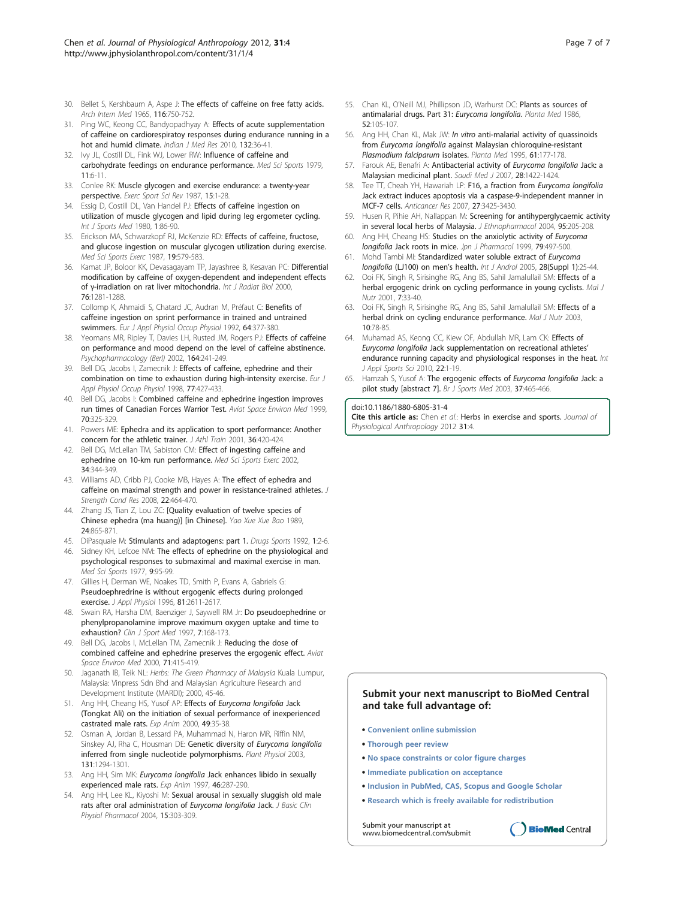30. Bellet S, Kershbaum A, Aspe J: **The effects of caffeine on free fatty acids.** *Arch Intern Med* 1965, **116**:750-752.
31. Ping WC, Keong CC, Bandyopadhyay A: **Effects of acute supplementation of caffeine on cardiorespiratoy responses during endurance running in a hot and humid climate.** *Indian J Med Res* 2010, **132**:36-41.
32. Ivy JL, Costill DL, Fink WJ, Lower RW: **Influence of caffeine and carbohydrate feedings on endurance performance.** *Med Sci Sports* 1979, **11**:6-11.
33. Conlee RK: **Muscle glycogen and exercise endurance: a twenty-year perspective.** *Exerc Sport Sci Rev* 1987, **15**:1-28.
34. Essig D, Costill DL, Van Handel PJ: **Effects of caffeine ingestion on utilization of muscle glycogen and lipid during leg ergometer cycling.** *Int J Sports Med* 1980, **1**:86-90.
35. Erickson MA, Schwarzkopf RJ, McKenzie RD: **Effects of caffeine, fructose, and glucose ingestion on muscular glycogen utilization during exercise.** *Med Sci Sports Exerc* 1987, **19**:579-583.
36. Kamat JP, Boloor KK, Devasagayam TP, Jayashree B, Kesavan PC: **Differential modification by caffeine of oxygen-dependent and independent effects of γ-irradiation on rat liver mitochondria.** *Int J Radiat Biol* 2000, **76**:1281-1288.
37. Collomp K, Ahmaidi S, Chatard JC, Audran M, Préfaut C: **Benefits of caffeine ingestion on sprint performance in trained and untrained swimmers.** *Eur J Appl Physiol Occup Physiol* 1992, **64**:377-380.
38. Yeomans MR, Ripley T, Davies LH, Rusted JM, Rogers PJ: **Effects of caffeine on performance and mood depend on the level of caffeine abstinence.** *Psychopharmacology (Berl)* 2002, **164**:241-249.
39. Bell DG, Jacobs I, Zamecnik J: **Effects of caffeine, ephedrine and their combination on time to exhaustion during high-intensity exercise.** *Eur J Appl Physiol Occup Physiol* 1998, **77**:427-433.
40. Bell DG, Jacobs I: **Combined caffeine and ephedrine ingestion improves run times of Canadian Forces Warrior Test.** *Aviat Space Environ Med* 1999, **70**:325-329.
41. Powers ME: **Ephedra and its application to sport performance: Another concern for the athletic trainer.** *J Athl Train* 2001, **36**:420-424.
42. Bell DG, McLellan TM, Sabiston CM: **Effect of ingesting caffeine and ephedrine on 10-km run performance.** *Med Sci Sports Exerc* 2002, **34**:344-349.
43. Williams AD, Cribb PJ, Cooke MB, Hayes A: **The effect of ephedra and caffeine on maximal strength and power in resistance-trained athletes.** *J Strength Cond Res* 2008, **22**:464-470.
44. Zhang JS, Tian Z, Lou ZC: **[Quality evaluation of twelve species of Chinese ephedra (ma huang)] [in Chinese].** *Yao Xue Xue Bao* 1989, **24**:865-871.
45. DiPasquale M: **Stimulants and adaptogens: part 1.** *Drugs Sports* 1992, **1**:2-6.
46. Sidney KH, Lefcoe NM: **The effects of ephedrine on the physiological and psychological responses to submaximal and maximal exercise in man.** *Med Sci Sports* 1977, **9**:95-99.
47. Gillies H, Derman WE, Noakes TD, Smith P, Evans A, Gabriels G: **Pseudoephredrine is without ergogenic effects during prolonged exercise.** *J Appl Physiol* 1996, **81**:2611-2617.
48. Swain RA, Harsha DM, Baenziger J, Saywell RM Jr: **Do pseudoephedrine or phenylpropanolamine improve maximum oxygen uptake and time to exhaustion?** *Clin J Sport Med* 1997, **7**:168-173.
49. Bell DG, Jacobs I, McLellan TM, Zamecnik J: **Reducing the dose of combined caffeine and ephedrine preserves the ergogenic effect.** *Aviat Space Environ Med* 2000, **71**:415-419.
50. Jaganath IB, Teik NL: *Herbs: The Green Pharmacy of Malaysia* Kuala Lumpur, Malaysia: Vinpress Sdn Bhd and Malaysian Agriculture Research and Development Institute (MARDI); 2000, 45-46.
51. Ang HH, Cheang HS, Yusof AP: **Effects of *Eurycoma longifolia* Jack (Tongkat Ali) on the initiation of sexual performance of inexperienced castrated male rats.** *Exp Anim* 2000, **49**:35-38.
52. Osman A, Jordan B, Lessard PA, Muhammad N, Haron MR, Riffin NM, Sinskey AJ, Rha C, Housman DE: **Genetic diversity of *Eurycoma longifolia* inferred from single nucleotide polymorphisms.** *Plant Physiol* 2003, **131**:1294-1301.
53. Ang HH, Sim MK: ***Eurycoma longifolia* Jack enhances libido in sexually experienced male rats.** *Exp Anim* 1997, **46**:287-290.
54. Ang HH, Lee KL, Kiyoshi M: **Sexual arousal in sexually sluggish old male rats after oral administration of *Eurycoma longifolia* Jack.** *J Basic Clin Physiol Pharmacol* 2004, **15**:303-309.
55. Chan KL, O'Neill MJ, Phillipson JD, Warhurst DC: **Plants as sources of antimalarial drugs. Part 31: *Eurycoma longifolia*.** *Planta Med* 1986, **52**:105-107.
56. Ang HH, Chan KL, Mak JW: ***In vitro* anti-malarial activity of quassinoids from *Eurycoma longifolia* against Malaysian chloroquine-resistant *Plasmodium falciparum* isolates.** *Planta Med* 1995, **61**:177-178.
57. Farouk AE, Benafri A: **Antibacterial activity of *Eurycoma longifolia* Jack: a Malaysian medicinal plant.** *Saudi Med J* 2007, **28**:1422-1424.
58. Tee TT, Cheah YH, Hawariah LP: **F16, a fraction from *Eurycoma longifolia* Jack extract induces apoptosis via a caspase-9-independent manner in MCF-7 cells.** *Anticancer Res* 2007, **27**:3425-3430.
59. Husen R, Pihie AH, Nallappan M: **Screening for antihyperglycaemic activity in several local herbs of Malaysia.** *J Ethnopharmacol* 2004, **95**:205-208.
60. Ang HH, Cheang HS: **Studies on the anxiolytic activity of *Eurycoma longifolia* Jack roots in mice.** *Jpn J Pharmacol* 1999, **79**:497-500.
61. Mohd Tambi MI: **Standardized water soluble extract of *Eurycoma longifolia* (LJ100) on men's health.** *Int J Androl* 2005, **28(Suppl 1)**:25-44.
62. Ooi FK, Singh R, Sirisinghe RG, Ang BS, Sahil Jamalullail SM: **Effects of a herbal ergogenic drink on cycling performance in young cyclists.** *Mal J Nutr* 2001, **7**:33-40.
63. Ooi FK, Singh R, Sirisinghe RG, Ang BS, Sahil Jamalullail SM: **Effects of a herbal drink on cycling endurance performance.** *Mal J Nutr* 2003, **10**:78-85.
64. Muhamad AS, Keong CC, Kiew OF, Abdullah MR, Lam CK: **Effects of *Eurycoma longifolia* Jack supplementation on recreational athletes' endurance running capacity and physiological responses in the heat.** *Int J Appl Sports Sci* 2010, **22**:1-19.
65. Hamzah S, Yusof A: **The ergogenic effects of *Eurycoma longifolia* Jack: a pilot study [abstract 7].** *Br J Sports Med* 2003, **37**:465-466.

doi:10.1186/1880-6805-31-4
**Cite this article as:** Chen *et al.*: Herbs in exercise and sports. *Journal of Physiological Anthropology* 2012 **31**:4.

**Submit your next manuscript to BioMed Central and take full advantage of:**

- Convenient online submission
- Thorough peer review
- No space constraints or color figure charges
- Immediate publication on acceptance
- Inclusion in PubMed, CAS, Scopus and Google Scholar
- Research which is freely available for redistribution

Submit your manuscript at www.biomedcentral.com/submit

BioMed Central